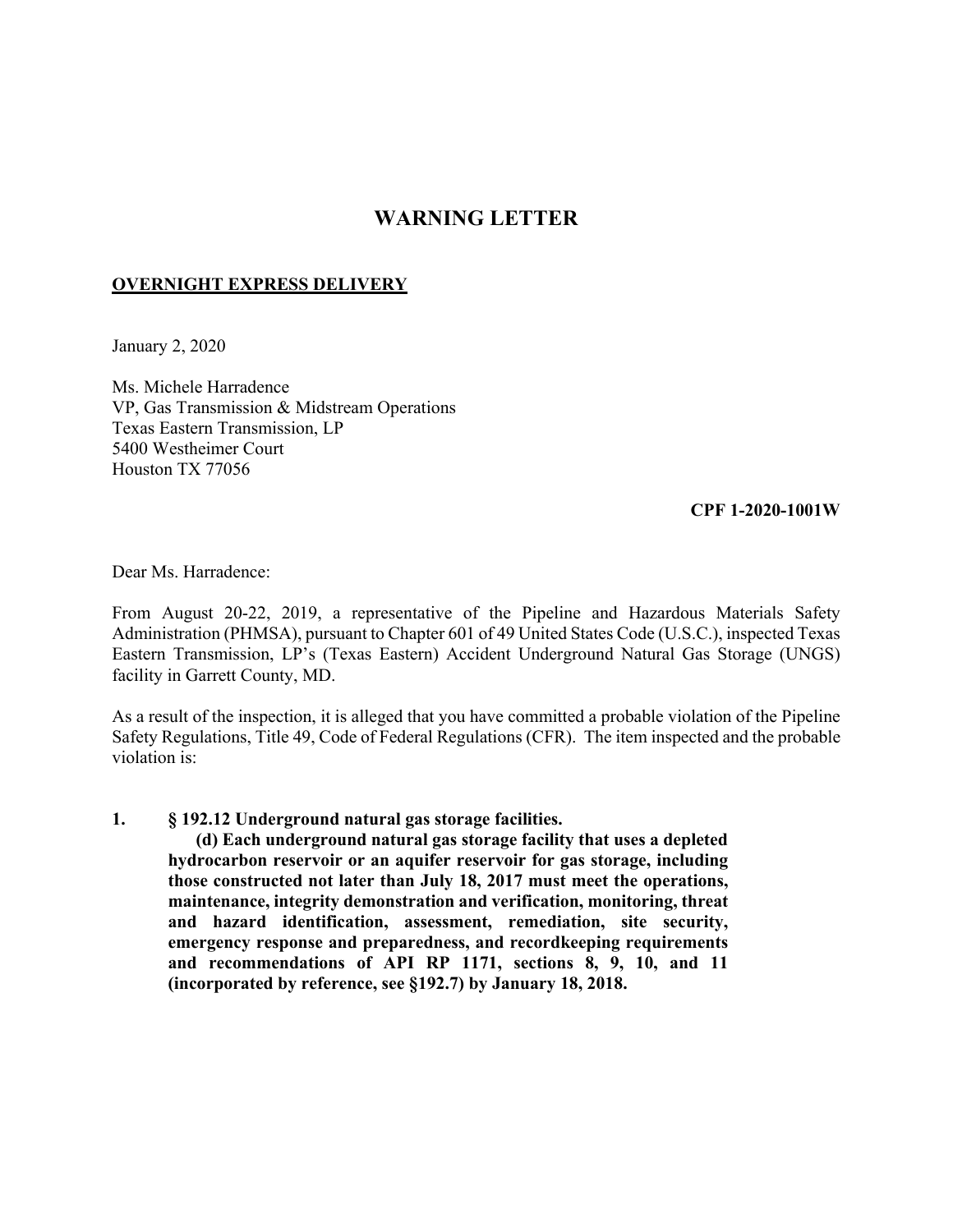# WARNING LETTER

**OVERNIGHT EXPRESS DELIVERY**

January 2, 2020

Ms. Michele Harradence
VP, Gas Transmission & Midstream Operations
Texas Eastern Transmission, LP
5400 Westheimer Court
Houston TX 77056

**CPF 1-2020-1001W**

Dear Ms. Harradence:

From August 20-22, 2019, a representative of the Pipeline and Hazardous Materials Safety Administration (PHMSA), pursuant to Chapter 601 of 49 United States Code (U.S.C.), inspected Texas Eastern Transmission, LP's (Texas Eastern) Accident Underground Natural Gas Storage (UNGS) facility in Garrett County, MD.

As a result of the inspection, it is alleged that you have committed a probable violation of the Pipeline Safety Regulations, Title 49, Code of Federal Regulations (CFR). The item inspected and the probable violation is:

1. **§ 192.12 Underground natural gas storage facilities.**

   **(d) Each underground natural gas storage facility that uses a depleted hydrocarbon reservoir or an aquifer reservoir for gas storage, including those constructed not later than July 18, 2017 must meet the operations, maintenance, integrity demonstration and verification, monitoring, threat and hazard identification, assessment, remediation, site security, emergency response and preparedness, and recordkeeping requirements and recommendations of API RP 1171, sections 8, 9, 10, and 11 (incorporated by reference, see §192.7) by January 18, 2018.**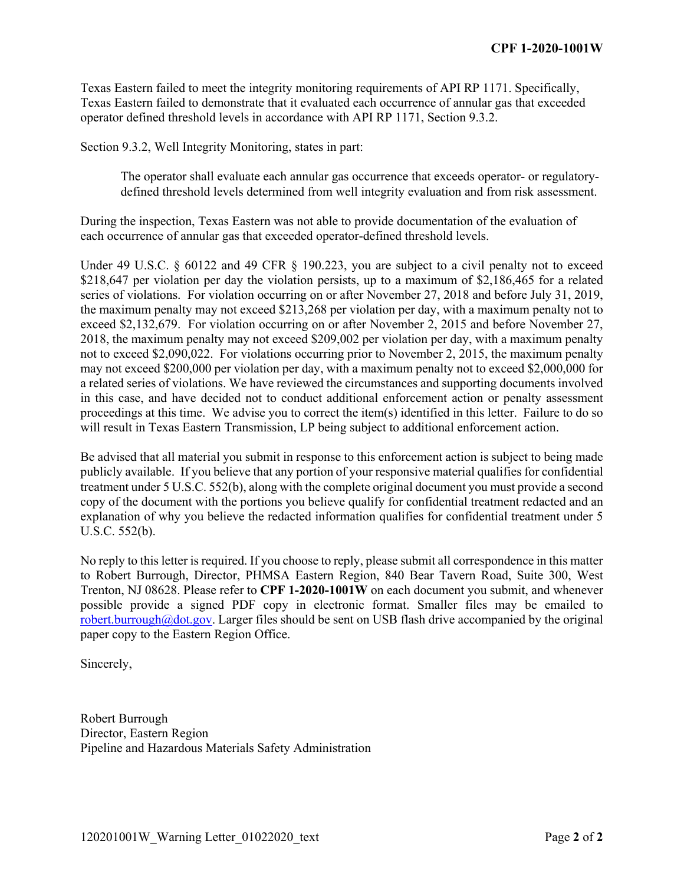Texas Eastern failed to meet the integrity monitoring requirements of API RP 1171. Specifically, Texas Eastern failed to demonstrate that it evaluated each occurrence of annular gas that exceeded operator defined threshold levels in accordance with API RP 1171, Section 9.3.2.

Section 9.3.2, Well Integrity Monitoring, states in part:

> The operator shall evaluate each annular gas occurrence that exceeds operator- or regulatory-defined threshold levels determined from well integrity evaluation and from risk assessment.

During the inspection, Texas Eastern was not able to provide documentation of the evaluation of each occurrence of annular gas that exceeded operator-defined threshold levels.

Under 49 U.S.C. § 60122 and 49 CFR § 190.223, you are subject to a civil penalty not to exceed $218,647 per violation per day the violation persists, up to a maximum of $2,186,465 for a related series of violations. For violation occurring on or after November 27, 2018 and before July 31, 2019, the maximum penalty may not exceed $213,268 per violation per day, with a maximum penalty not to exceed $2,132,679. For violation occurring on or after November 2, 2015 and before November 27, 2018, the maximum penalty may not exceed $209,002 per violation per day, with a maximum penalty not to exceed $2,090,022. For violations occurring prior to November 2, 2015, the maximum penalty may not exceed $200,000 per violation per day, with a maximum penalty not to exceed $2,000,000 for a related series of violations. We have reviewed the circumstances and supporting documents involved in this case, and have decided not to conduct additional enforcement action or penalty assessment proceedings at this time. We advise you to correct the item(s) identified in this letter. Failure to do so will result in Texas Eastern Transmission, LP being subject to additional enforcement action.

Be advised that all material you submit in response to this enforcement action is subject to being made publicly available. If you believe that any portion of your responsive material qualifies for confidential treatment under 5 U.S.C. 552(b), along with the complete original document you must provide a second copy of the document with the portions you believe qualify for confidential treatment redacted and an explanation of why you believe the redacted information qualifies for confidential treatment under 5 U.S.C. 552(b).

No reply to this letter is required. If you choose to reply, please submit all correspondence in this matter to Robert Burrough, Director, PHMSA Eastern Region, 840 Bear Tavern Road, Suite 300, West Trenton, NJ 08628. Please refer to **CPF 1-2020-1001W** on each document you submit, and whenever possible provide a signed PDF copy in electronic format. Smaller files may be emailed to robert.burrough@dot.gov. Larger files should be sent on USB flash drive accompanied by the original paper copy to the Eastern Region Office.

Sincerely,

Robert Burrough
Director, Eastern Region
Pipeline and Hazardous Materials Safety Administration